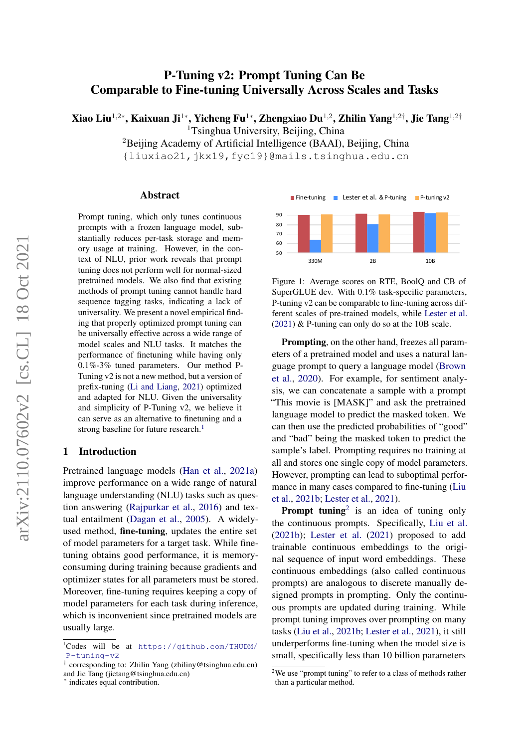# P-Tuning v2: Prompt Tuning Can Be Comparable to Fine-tuning Universally Across Scales and Tasks

**Xiao Liu**[1,2*], **Kaixuan Ji**[1*], **Yicheng Fu**[1*], **Zhengxiao Du**[1,2], **Zhilin Yang**[1,2†], **Jie Tang**[1,2†]

[1]Tsinghua University, Beijing, China

[2]Beijing Academy of Artificial Intelligence (BAAI), Beijing, China

{liuxiao21,jkx19,fyc19}@mails.tsinghua.edu.cn

## Abstract

Prompt tuning, which only tunes continuous prompts with a frozen language model, substantially reduces per-task storage and memory usage at training. However, in the context of NLU, prior work reveals that prompt tuning does not perform well for normal-sized pretrained models. We also find that existing methods of prompt tuning cannot handle hard sequence tagging tasks, indicating a lack of universality. We present a novel empirical finding that properly optimized prompt tuning can be universally effective across a wide range of model scales and NLU tasks. It matches the performance of finetuning while having only 0.1%-3% tuned parameters. Our method P-Tuning v2 is not a new method, but a version of prefix-tuning (Li and Liang, 2021) optimized and adapted for NLU. Given the universality and simplicity of P-Tuning v2, we believe it can serve as an alternative to finetuning and a strong baseline for future research.[1]

## 1 Introduction

Pretrained language models (Han et al., 2021a) improve performance on a wide range of natural language understanding (NLU) tasks such as question answering (Rajpurkar et al., 2016) and textual entailment (Dagan et al., 2005). A widely-used method, **fine-tuning**, updates the entire set of model parameters for a target task. While fine-tuning obtains good performance, it is memory-consuming during training because gradients and optimizer states for all parameters must be stored. Moreover, fine-tuning requires keeping a copy of model parameters for each task during inference, which is inconvenient since pretrained models are usually large.

Figure 1: Average scores on RTE, BoolQ and CB of SuperGLUE dev. With 0.1% task-specific parameters, P-tuning v2 can be comparable to fine-tuning across different scales of pre-trained models, while Lester et al. (2021) & P-tuning can only do so at the 10B scale.

**Prompting**, on the other hand, freezes all parameters of a pretrained model and uses a natural language prompt to query a language model (Brown et al., 2020). For example, for sentiment analysis, we can concatenate a sample with a prompt "This movie is [MASK]" and ask the pretrained language model to predict the masked token. We can then use the predicted probabilities of "good" and "bad" being the masked token to predict the sample's label. Prompting requires no training at all and stores one single copy of model parameters. However, prompting can lead to suboptimal performance in many cases compared to fine-tuning (Liu et al., 2021b; Lester et al., 2021).

**Prompt tuning**[2] is an idea of tuning only the continuous prompts. Specifically, Liu et al. (2021b); Lester et al. (2021) proposed to add trainable continuous embeddings to the original sequence of input word embeddings. These continuous embeddings (also called continuous prompts) are analogous to discrete manually designed prompts in prompting. Only the continuous prompts are updated during training. While prompt tuning improves over prompting on many tasks (Liu et al., 2021b; Lester et al., 2021), it still underperforms fine-tuning when the model size is small, specifically less than 10 billion parameters

[1]Codes will be at https://github.com/THUDM/P-tuning-v2

† corresponding to: Zhilin Yang (zhiliny@tsinghua.edu.cn) and Jie Tang (jietang@tsinghua.edu.cn)

\* indicates equal contribution.

[2]We use "prompt tuning" to refer to a class of methods rather than a particular method.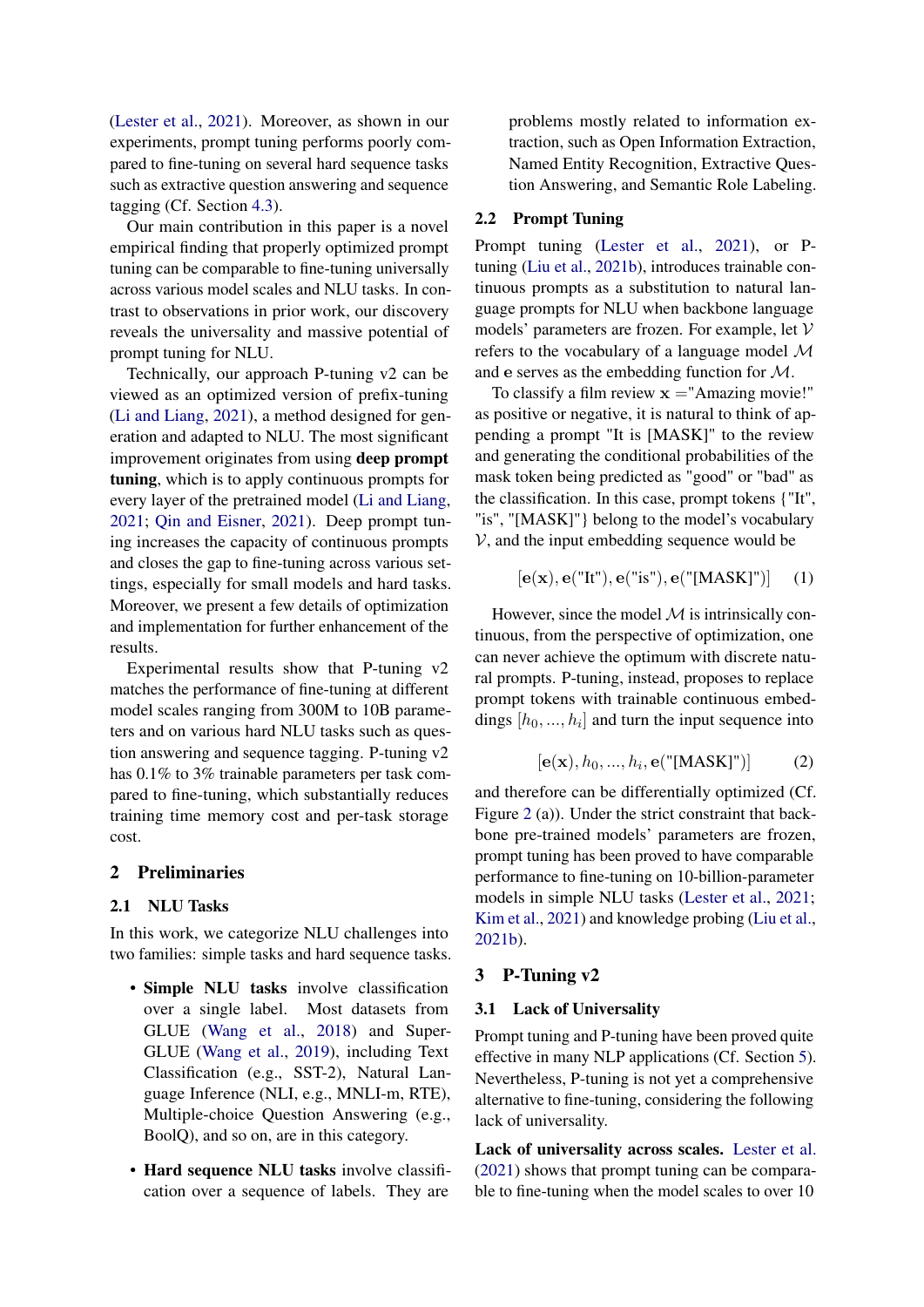(Lester et al., 2021). Moreover, as shown in our experiments, prompt tuning performs poorly compared to fine-tuning on several hard sequence tasks such as extractive question answering and sequence tagging (Cf. Section 4.3).

Our main contribution in this paper is a novel empirical finding that properly optimized prompt tuning can be comparable to fine-tuning universally across various model scales and NLU tasks. In contrast to observations in prior work, our discovery reveals the universality and massive potential of prompt tuning for NLU.

Technically, our approach P-tuning v2 can be viewed as an optimized version of prefix-tuning (Li and Liang, 2021), a method designed for generation and adapted to NLU. The most significant improvement originates from using **deep prompt tuning**, which is to apply continuous prompts for every layer of the pretrained model (Li and Liang, 2021; Qin and Eisner, 2021). Deep prompt tuning increases the capacity of continuous prompts and closes the gap to fine-tuning across various settings, especially for small models and hard tasks. Moreover, we present a few details of optimization and implementation for further enhancement of the results.

Experimental results show that P-tuning v2 matches the performance of fine-tuning at different model scales ranging from 300M to 10B parameters and on various hard NLU tasks such as question answering and sequence tagging. P-tuning v2 has 0.1% to 3% trainable parameters per task compared to fine-tuning, which substantially reduces training time memory cost and per-task storage cost.

## 2 Preliminaries

### 2.1 NLU Tasks

In this work, we categorize NLU challenges into two families: simple tasks and hard sequence tasks.

- **Simple NLU tasks** involve classification over a single label. Most datasets from GLUE (Wang et al., 2018) and SuperGLUE (Wang et al., 2019), including Text Classification (e.g., SST-2), Natural Language Inference (NLI, e.g., MNLI-m, RTE), Multiple-choice Question Answering (e.g., BoolQ), and so on, are in this category.
- **Hard sequence NLU tasks** involve classification over a sequence of labels. They are problems mostly related to information extraction, such as Open Information Extraction, Named Entity Recognition, Extractive Question Answering, and Semantic Role Labeling.

### 2.2 Prompt Tuning

Prompt tuning (Lester et al., 2021), or P-tuning (Liu et al., 2021b), introduces trainable continuous prompts as a substitution to natural language prompts for NLU when backbone language models' parameters are frozen. For example, let $\mathcal{V}$ refers to the vocabulary of a language model $\mathcal{M}$ and $\mathbf{e}$ serves as the embedding function for $\mathcal{M}$.

To classify a film review $\mathbf{x}$ ="Amazing movie!" as positive or negative, it is natural to think of appending a prompt "It is [MASK]" to the review and generating the conditional probabilities of the mask token being predicted as "good" or "bad" as the classification. In this case, prompt tokens {"It", "is", "[MASK]"} belong to the model's vocabulary $\mathcal{V}$, and the input embedding sequence would be

$$[\mathbf{e}(\mathbf{x}), \mathbf{e}(\text{"It"}), \mathbf{e}(\text{"is"}), \mathbf{e}(\text{"[MASK]"})] \quad (1)$$

However, since the model $\mathcal{M}$ is intrinsically continuous, from the perspective of optimization, one can never achieve the optimum with discrete natural prompts. P-tuning, instead, proposes to replace prompt tokens with trainable continuous embeddings $[h_0, ..., h_i]$ and turn the input sequence into

$$[\mathbf{e}(\mathbf{x}), h_0, ..., h_i, \mathbf{e}(\text{"[MASK]"})] \quad (2)$$

and therefore can be differentially optimized (Cf. Figure 2 (a)). Under the strict constraint that backbone pre-trained models' parameters are frozen, prompt tuning has been proved to have comparable performance to fine-tuning on 10-billion-parameter models in simple NLU tasks (Lester et al., 2021; Kim et al., 2021) and knowledge probing (Liu et al., 2021b).

## 3 P-Tuning v2

### 3.1 Lack of Universality

Prompt tuning and P-tuning have been proved quite effective in many NLP applications (Cf. Section 5). Nevertheless, P-tuning is not yet a comprehensive alternative to fine-tuning, considering the following lack of universality.

**Lack of universality across scales.** Lester et al. (2021) shows that prompt tuning can be comparable to fine-tuning when the model scales to over 10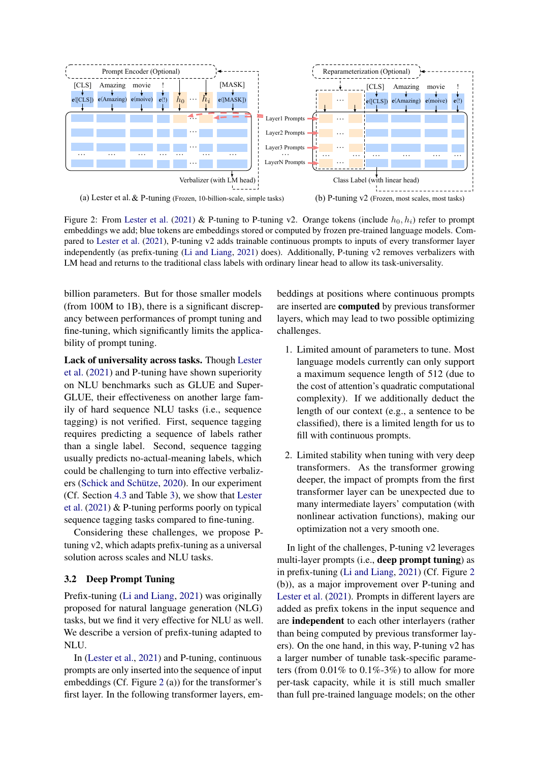Figure 2: From Lester et al. (2021) & P-tuning to P-tuning v2. Orange tokens (include $h_0, h_i$) refer to prompt embeddings we add; blue tokens are embeddings stored or computed by frozen pre-trained language models. Compared to Lester et al. (2021), P-tuning v2 adds trainable continuous prompts to inputs of every transformer layer independently (as prefix-tuning (Li and Liang, 2021) does). Additionally, P-tuning v2 removes verbalizers with LM head and returns to the traditional class labels with ordinary linear head to allow its task-universality.

billion parameters. But for those smaller models (from 100M to 1B), there is a significant discrepancy between performances of prompt tuning and fine-tuning, which significantly limits the applicability of prompt tuning.

**Lack of universality across tasks.** Though Lester et al. (2021) and P-tuning have shown superiority on NLU benchmarks such as GLUE and SuperGLUE, their effectiveness on another large family of hard sequence NLU tasks (i.e., sequence tagging) is not verified. First, sequence tagging requires predicting a sequence of labels rather than a single label. Second, sequence tagging usually predicts no-actual-meaning labels, which could be challenging to turn into effective verbalizers (Schick and Schütze, 2020). In our experiment (Cf. Section 4.3 and Table 3), we show that Lester et al. (2021) & P-tuning performs poorly on typical sequence tagging tasks compared to fine-tuning.

Considering these challenges, we propose P-tuning v2, which adapts prefix-tuning as a universal solution across scales and NLU tasks.

## 3.2 Deep Prompt Tuning

Prefix-tuning (Li and Liang, 2021) was originally proposed for natural language generation (NLG) tasks, but we find it very effective for NLU as well. We describe a version of prefix-tuning adapted to NLU.

In (Lester et al., 2021) and P-tuning, continuous prompts are only inserted into the sequence of input embeddings (Cf. Figure 2 (a)) for the transformer's first layer. In the following transformer layers, embeddings at positions where continuous prompts are inserted are **computed** by previous transformer layers, which may lead to two possible optimizing challenges.

1. Limited amount of parameters to tune. Most language models currently can only support a maximum sequence length of 512 (due to the cost of attention's quadratic computational complexity). If we additionally deduct the length of our context (e.g., a sentence to be classified), there is a limited length for us to fill with continuous prompts.

2. Limited stability when tuning with very deep transformers. As the transformer growing deeper, the impact of prompts from the first transformer layer can be unexpected due to many intermediate layers' computation (with nonlinear activation functions), making our optimization not a very smooth one.

In light of the challenges, P-tuning v2 leverages multi-layer prompts (i.e., **deep prompt tuning**) as in prefix-tuning (Li and Liang, 2021) (Cf. Figure 2 (b)), as a major improvement over P-tuning and Lester et al. (2021). Prompts in different layers are added as prefix tokens in the input sequence and are **independent** to each other interlayers (rather than being computed by previous transformer layers). On the one hand, in this way, P-tuning v2 has a larger number of tunable task-specific parameters (from 0.01% to 0.1%-3%) to allow for more per-task capacity, while it is still much smaller than full pre-trained language models; on the other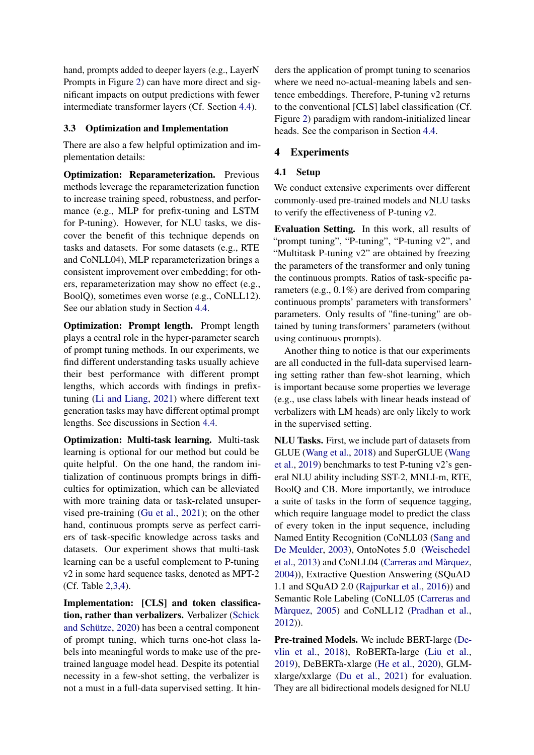hand, prompts added to deeper layers (e.g., LayerN Prompts in Figure 2) can have more direct and significant impacts on output predictions with fewer intermediate transformer layers (Cf. Section 4.4).

### 3.3 Optimization and Implementation

There are also a few helpful optimization and implementation details:

**Optimization: Reparameterization.** Previous methods leverage the reparameterization function to increase training speed, robustness, and performance (e.g., MLP for prefix-tuning and LSTM for P-tuning). However, for NLU tasks, we discover the benefit of this technique depends on tasks and datasets. For some datasets (e.g., RTE and CoNLL04), MLP reparameterization brings a consistent improvement over embedding; for others, reparameterization may show no effect (e.g., BoolQ), sometimes even worse (e.g., CoNLL12). See our ablation study in Section 4.4.

**Optimization: Prompt length.** Prompt length plays a central role in the hyper-parameter search of prompt tuning methods. In our experiments, we find different understanding tasks usually achieve their best performance with different prompt lengths, which accords with findings in prefix-tuning (Li and Liang, 2021) where different text generation tasks may have different optimal prompt lengths. See discussions in Section 4.4.

**Optimization: Multi-task learning.** Multi-task learning is optional for our method but could be quite helpful. On the one hand, the random initialization of continuous prompts brings in difficulties for optimization, which can be alleviated with more training data or task-related unsupervised pre-training (Gu et al., 2021); on the other hand, continuous prompts serve as perfect carriers of task-specific knowledge across tasks and datasets. Our experiment shows that multi-task learning can be a useful complement to P-tuning v2 in some hard sequence tasks, denoted as MPT-2 (Cf. Table 2,3,4).

**Implementation: [CLS] and token classification, rather than verbalizers.** Verbalizer (Schick and Schütze, 2020) has been a central component of prompt tuning, which turns one-hot class labels into meaningful words to make use of the pre-trained language model head. Despite its potential necessity in a few-shot setting, the verbalizer is not a must in a full-data supervised setting. It hinders the application of prompt tuning to scenarios where we need no-actual-meaning labels and sentence embeddings. Therefore, P-tuning v2 returns to the conventional [CLS] label classification (Cf. Figure 2) paradigm with random-initialized linear heads. See the comparison in Section 4.4.

## 4 Experiments

### 4.1 Setup

We conduct extensive experiments over different commonly-used pre-trained models and NLU tasks to verify the effectiveness of P-tuning v2.

**Evaluation Setting.** In this work, all results of "prompt tuning", "P-tuning", "P-tuning v2", and "Multitask P-tuning v2" are obtained by freezing the parameters of the transformer and only tuning the continuous prompts. Ratios of task-specific parameters (e.g., 0.1%) are derived from comparing continuous prompts' parameters with transformers' parameters. Only results of "fine-tuning" are obtained by tuning transformers' parameters (without using continuous prompts).

Another thing to notice is that our experiments are all conducted in the full-data supervised learning setting rather than few-shot learning, which is important because some properties we leverage (e.g., use class labels with linear heads instead of verbalizers with LM heads) are only likely to work in the supervised setting.

**NLU Tasks.** First, we include part of datasets from GLUE (Wang et al., 2018) and SuperGLUE (Wang et al., 2019) benchmarks to test P-tuning v2's general NLU ability including SST-2, MNLI-m, RTE, BoolQ and CB. More importantly, we introduce a suite of tasks in the form of sequence tagging, which require language model to predict the class of every token in the input sequence, including Named Entity Recognition (CoNLL03 (Sang and De Meulder, 2003), OntoNotes 5.0 (Weischedel et al., 2013) and CoNLL04 (Carreras and Màrquez, 2004)), Extractive Question Answering (SQuAD 1.1 and SQuAD 2.0 (Rajpurkar et al., 2016)) and Semantic Role Labeling (CoNLL05 (Carreras and Màrquez, 2005) and CoNLL12 (Pradhan et al., 2012)).

**Pre-trained Models.** We include BERT-large (Devlin et al., 2018), RoBERTa-large (Liu et al., 2019), DeBERTa-xlarge (He et al., 2020), GLM-xlarge/xxlarge (Du et al., 2021) for evaluation. They are all bidirectional models designed for NLU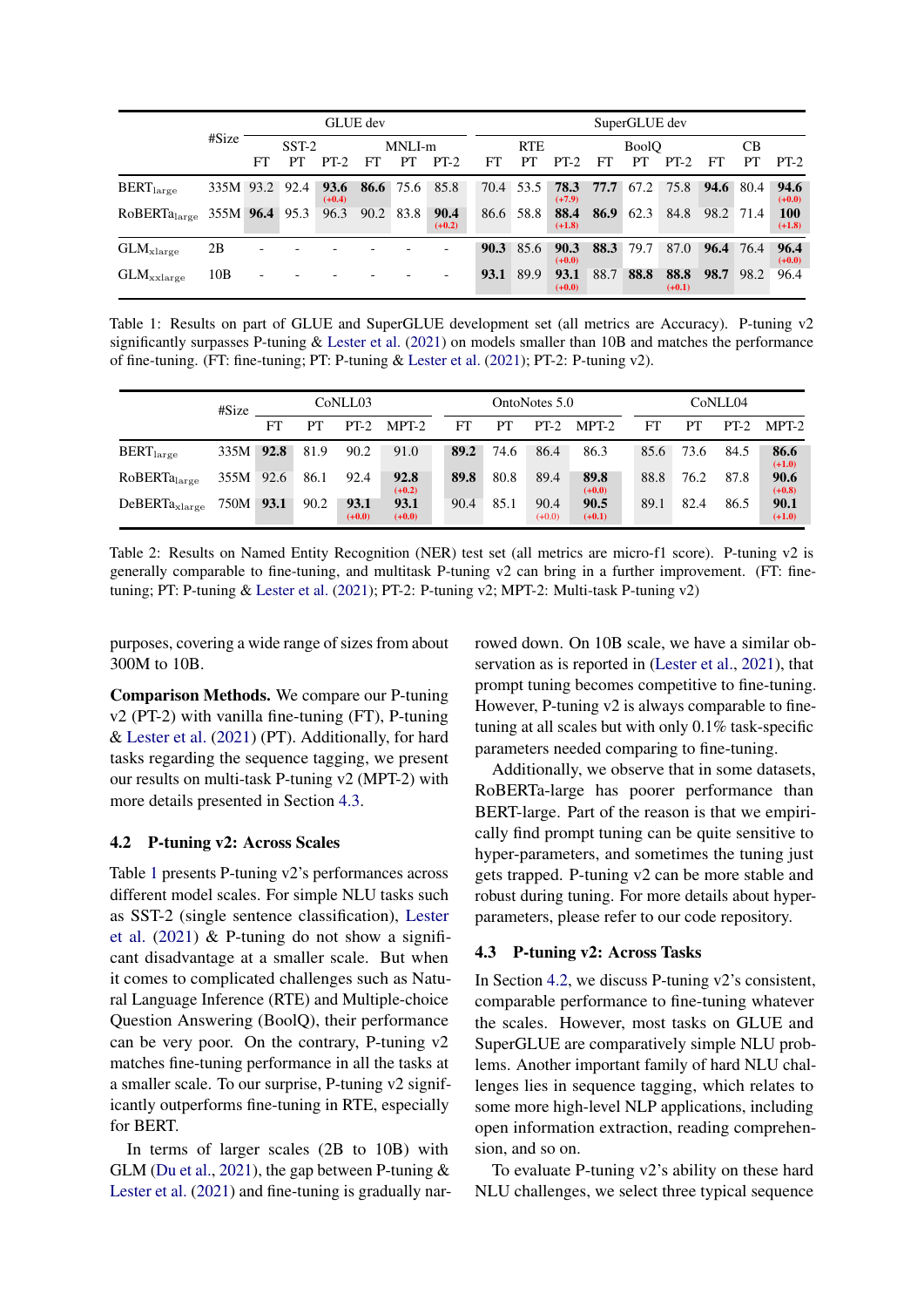|  | #Size | GLUE dev |  |  |  |  |  | SuperGLUE dev |  |  |  |  |  |  |  |  |
|---|---|---|---|---|---|---|---|---|---|---|---|---|---|---|---|---|
|  |  | SST-2 |  |  | MNLI-m |  |  | RTE |  |  | BoolQ |  |  | CB |  |  |
|  |  | FT | PT | PT-2 | FT | PT | PT-2 | FT | PT | PT-2 | FT | PT | PT-2 | FT | PT | PT-2 |
| $\text{BERT}_{\text{large}}$ | 335M | 93.2 | 92.4 | **93.6** (+0.4) | **86.6** | 75.6 | 85.8 | 70.4 | 53.5 | **78.3** (+7.9) | **77.7** | 67.2 | 75.8 | **94.6** | 80.4 | **94.6** (+0.0) |
| $\text{RoBERTa}_{\text{large}}$ | 355M | **96.4** | 95.3 | 96.3 | 90.2 | 83.8 | **90.4** (+0.2) | 86.6 | 58.8 | **88.4** (+1.8) | **86.9** | 62.3 | 84.8 | 98.2 | 71.4 | **100** (+1.8) |
| $\text{GLM}_{\text{xlarge}}$ | 2B | - | - | - | - | - | - | **90.3** | 85.6 | **90.3** (+0.0) | **88.3** | 79.7 | 87.0 | **96.4** | 76.4 | **96.4** (+0.0) |
| $\text{GLM}_{\text{xxlarge}}$ | 10B | - | - | - | - | - | - | **93.1** | 89.9 | **93.1** (+0.0) | 88.7 | **88.8** | **88.8** (+0.1) | **98.7** | 98.2 | 96.4 |

Table 1: Results on part of GLUE and SuperGLUE development set (all metrics are Accuracy). P-tuning v2 significantly surpasses P-tuning & Lester et al. (2021) on models smaller than 10B and matches the performance of fine-tuning. (FT: fine-tuning; PT: P-tuning & Lester et al. (2021); PT-2: P-tuning v2).

|  | #Size | CoNLL03 |  |  |  | OntoNotes 5.0 |  |  |  | CoNLL04 |  |  |  |
|---|---|---|---|---|---|---|---|---|---|---|---|---|---|
|  |  | FT | PT | PT-2 | MPT-2 | FT | PT | PT-2 | MPT-2 | FT | PT | PT-2 | MPT-2 |
| $\text{BERT}_{\text{large}}$ | 335M | **92.8** | 81.9 | 90.2 | 91.0 | **89.2** | 74.6 | 86.4 | 86.3 | 85.6 | 73.6 | 84.5 | **86.6** (+1.0) |
| $\text{RoBERTa}_{\text{large}}$ | 355M | 92.6 | 86.1 | 92.4 | **92.8** (+0.2) | **89.8** | 80.8 | 89.4 | **89.8** (+0.0) | 88.8 | 76.2 | 87.8 | **90.6** (+0.8) |
| $\text{DeBERTa}_{\text{xlarge}}$ | 750M | **93.1** | 90.2 | **93.1** (+0.0) | **93.1** (+0.0) | 90.4 | 85.1 | 90.4 (+0.0) | **90.5** (+0.1) | 89.1 | 82.4 | 86.5 | **90.1** (+1.0) |

Table 2: Results on Named Entity Recognition (NER) test set (all metrics are micro-f1 score). P-tuning v2 is generally comparable to fine-tuning, and multitask P-tuning v2 can bring in a further improvement. (FT: fine-tuning; PT: P-tuning & Lester et al. (2021); PT-2: P-tuning v2; MPT-2: Multi-task P-tuning v2)

purposes, covering a wide range of sizes from about 300M to 10B.

**Comparison Methods.** We compare our P-tuning v2 (PT-2) with vanilla fine-tuning (FT), P-tuning & Lester et al. (2021) (PT). Additionally, for hard tasks regarding the sequence tagging, we present our results on multi-task P-tuning v2 (MPT-2) with more details presented in Section 4.3.

## 4.2 P-tuning v2: Across Scales

Table 1 presents P-tuning v2's performances across different model scales. For simple NLU tasks such as SST-2 (single sentence classification), Lester et al. (2021) & P-tuning do not show a significant disadvantage at a smaller scale. But when it comes to complicated challenges such as Natural Language Inference (RTE) and Multiple-choice Question Answering (BoolQ), their performance can be very poor. On the contrary, P-tuning v2 matches fine-tuning performance in all the tasks at a smaller scale. To our surprise, P-tuning v2 significantly outperforms fine-tuning in RTE, especially for BERT.

In terms of larger scales (2B to 10B) with GLM (Du et al., 2021), the gap between P-tuning & Lester et al. (2021) and fine-tuning is gradually narrowed down. On 10B scale, we have a similar observation as is reported in (Lester et al., 2021), that prompt tuning becomes competitive to fine-tuning. However, P-tuning v2 is always comparable to fine-tuning at all scales but with only 0.1% task-specific parameters needed comparing to fine-tuning.

Additionally, we observe that in some datasets, RoBERTa-large has poorer performance than BERT-large. Part of the reason is that we empirically find prompt tuning can be quite sensitive to hyper-parameters, and sometimes the tuning just gets trapped. P-tuning v2 can be more stable and robust during tuning. For more details about hyper-parameters, please refer to our code repository.

## 4.3 P-tuning v2: Across Tasks

In Section 4.2, we discuss P-tuning v2's consistent, comparable performance to fine-tuning whatever the scales. However, most tasks on GLUE and SuperGLUE are comparatively simple NLU problems. Another important family of hard NLU challenges lies in sequence tagging, which relates to some more high-level NLP applications, including open information extraction, reading comprehension, and so on.

To evaluate P-tuning v2's ability on these hard NLU challenges, we select three typical sequence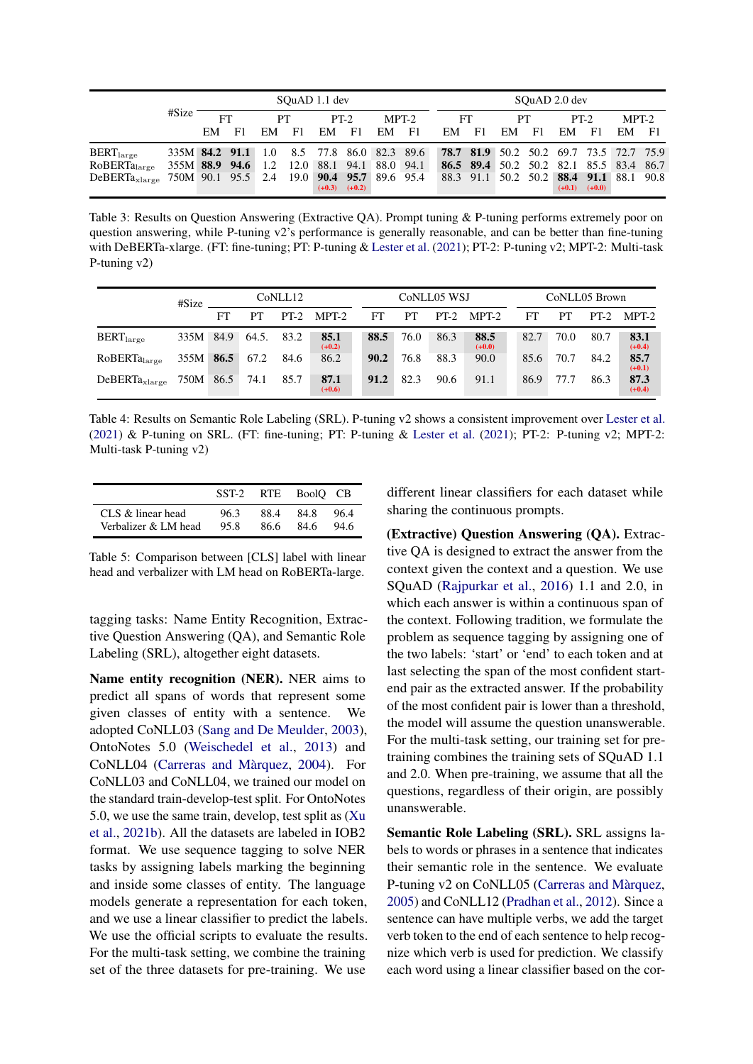|  | #Size | SQuAD 1.1 dev |  |  |  |  |  |  |  | SQuAD 2.0 dev |  |  |  |  |  |  |  |
|---|---|---|---|---|---|---|---|---|---|---|---|---|---|---|---|---|---|
|  |  | FT |  | PT |  | PT-2 |  | MPT-2 |  | FT |  | PT |  | PT-2 |  | MPT-2 |  |
|  |  | EM | F1 | EM | F1 | EM | F1 | EM | F1 | EM | F1 | EM | F1 | EM | F1 | EM | F1 |
| $\text{BERT}_{\text{large}}$ | 335M | **84.2** | **91.1** | 1.0 | 8.5 | 77.8 | 86.0 | 82.3 | 89.6 | **78.7** | **81.9** | 50.2 | 50.2 | 69.7 | 73.5 | 72.7 | 75.9 |
| $\text{RoBERTa}_{\text{large}}$ | 355M | **88.9** | **94.6** | 1.2 | 12.0 | 88.1 | 94.1 | 88.0 | 94.1 | **86.5** | **89.4** | 50.2 | 50.2 | 82.1 | 85.5 | 83.4 | 86.7 |
| $\text{DeBERTa}_{\text{xlarge}}$ | 750M | 90.1 | 95.5 | 2.4 | 19.0 | **90.4** (+0.3) | **95.7** (+0.2) | 89.6 | 95.4 | 88.3 | 91.1 | 50.2 | 50.2 | **88.4** (+0.1) | **91.1** (+0.0) | 88.1 | 90.8 |

Table 3: Results on Question Answering (Extractive QA). Prompt tuning & P-tuning performs extremely poor on question answering, while P-tuning v2's performance is generally reasonable, and can be better than fine-tuning with DeBERTa-xlarge. (FT: fine-tuning; PT: P-tuning & Lester et al. (2021); PT-2: P-tuning v2; MPT-2: Multi-task P-tuning v2)

|  | #Size | CoNLL12 |  |  |  | CoNLL05 WSJ |  |  |  | CoNLL05 Brown |  |  |  |
|---|---|---|---|---|---|---|---|---|---|---|---|---|---|
|  |  | FT | PT | PT-2 | MPT-2 | FT | PT | PT-2 | MPT-2 | FT | PT | PT-2 | MPT-2 |
| $\text{BERT}_{\text{large}}$ | 335M | 84.9 | 64.5. | 83.2 | **85.1** (+0.2) | **88.5** | 76.0 | 86.3 | **88.5** (+0.0) | 82.7 | 70.0 | 80.7 | **83.1** (+0.4) |
| $\text{RoBERTa}_{\text{large}}$ | 355M | **86.5** | 67.2 | 84.6 | 86.2 | **90.2** | 76.8 | 88.3 | 90.0 | 85.6 | 70.7 | 84.2 | **85.7** (+0.1) |
| $\text{DeBERTa}_{\text{xlarge}}$ | 750M | 86.5 | 74.1 | 85.7 | **87.1** (+0.6) | **91.2** | 82.3 | 90.6 | 91.1 | 86.9 | 77.7 | 86.3 | **87.3** (+0.4) |

Table 4: Results on Semantic Role Labeling (SRL). P-tuning v2 shows a consistent improvement over Lester et al. (2021) & P-tuning on SRL. (FT: fine-tuning; PT: P-tuning & Lester et al. (2021); PT-2: P-tuning v2; MPT-2: Multi-task P-tuning v2)

|  | SST-2 | RTE | BoolQ | CB |
|---|---|---|---|---|
| CLS & linear head | 96.3 | 88.4 | 84.8 | 96.4 |
| Verbalizer & LM head | 95.8 | 86.6 | 84.6 | 94.6 |

Table 5: Comparison between [CLS] label with linear head and verbalizer with LM head on RoBERTa-large.

tagging tasks: Name Entity Recognition, Extractive Question Answering (QA), and Semantic Role Labeling (SRL), altogether eight datasets.

**Name entity recognition (NER).** NER aims to predict all spans of words that represent some given classes of entity with a sentence. We adopted CoNLL03 (Sang and De Meulder, 2003), OntoNotes 5.0 (Weischedel et al., 2013) and CoNLL04 (Carreras and Màrquez, 2004). For CoNLL03 and CoNLL04, we trained our model on the standard train-develop-test split. For OntoNotes 5.0, we use the same train, develop, test split as (Xu et al., 2021b). All the datasets are labeled in IOB2 format. We use sequence tagging to solve NER tasks by assigning labels marking the beginning and inside some classes of entity. The language models generate a representation for each token, and we use a linear classifier to predict the labels. We use the official scripts to evaluate the results. For the multi-task setting, we combine the training set of the three datasets for pre-training. We use different linear classifiers for each dataset while sharing the continuous prompts.

**(Extractive) Question Answering (QA).** Extractive QA is designed to extract the answer from the context given the context and a question. We use SQuAD (Rajpurkar et al., 2016) 1.1 and 2.0, in which each answer is within a continuous span of the context. Following tradition, we formulate the problem as sequence tagging by assigning one of the two labels: 'start' or 'end' to each token and at last selecting the span of the most confident start-end pair as the extracted answer. If the probability of the most confident pair is lower than a threshold, the model will assume the question unanswerable. For the multi-task setting, our training set for pre-training combines the training sets of SQuAD 1.1 and 2.0. When pre-training, we assume that all the questions, regardless of their origin, are possibly unanswerable.

**Semantic Role Labeling (SRL).** SRL assigns labels to words or phrases in a sentence that indicates their semantic role in the sentence. We evaluate P-tuning v2 on CoNLL05 (Carreras and Màrquez, 2005) and CoNLL12 (Pradhan et al., 2012). Since a sentence can have multiple verbs, we add the target verb token to the end of each sentence to help recognize which verb is used for prediction. We classify each word using a linear classifier based on the cor-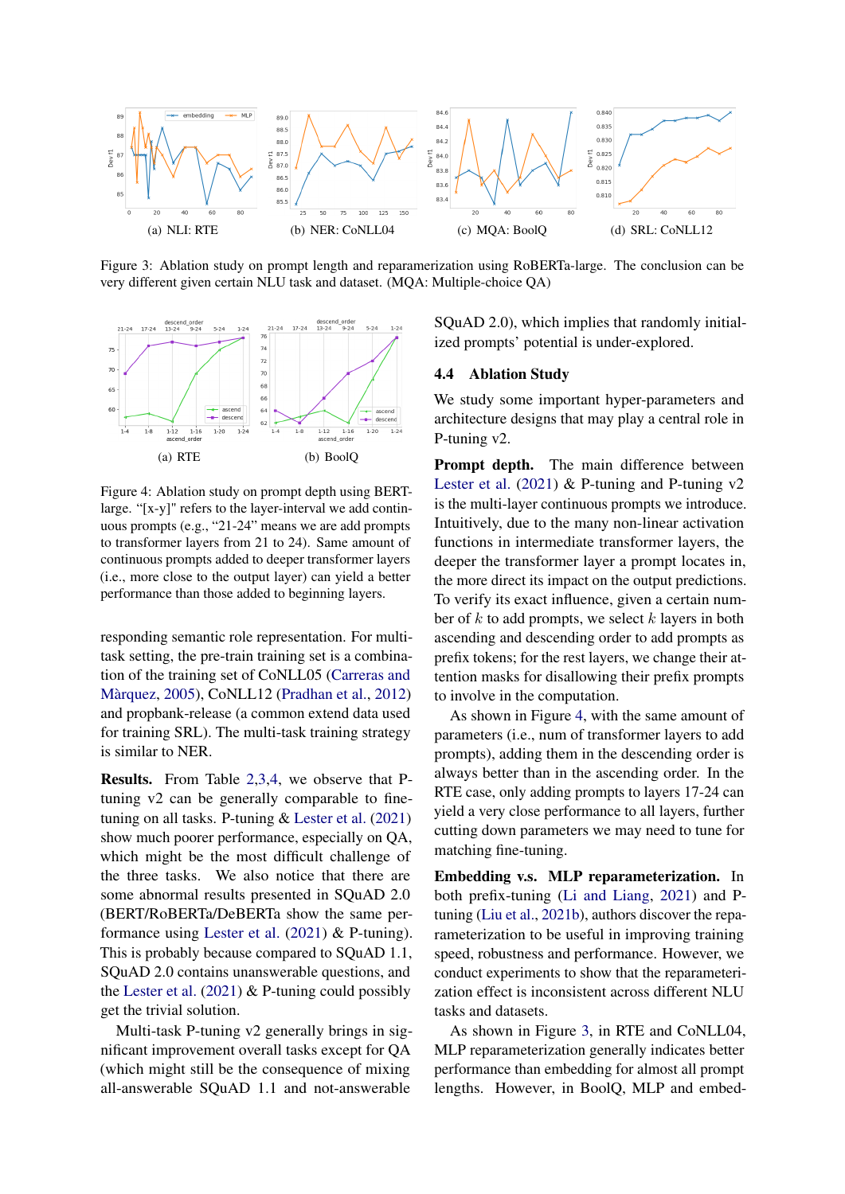(a) NLI: RTE

(b) NER: CoNLL04

(c) MQA: BoolQ

(d) SRL: CoNLL12

Figure 3: Ablation study on prompt length and reparamerization using RoBERTa-large. The conclusion can be very different given certain NLU task and dataset. (MQA: Multiple-choice QA)

(a) RTE

(b) BoolQ

Figure 4: Ablation study on prompt depth using BERT-large. "[x-y]" refers to the layer-interval we add continuous prompts (e.g., "21-24" means we are add prompts to transformer layers from 21 to 24). Same amount of continuous prompts added to deeper transformer layers (i.e., more close to the output layer) can yield a better performance than those added to beginning layers.

responding semantic role representation. For multi-task setting, the pre-train training set is a combination of the training set of CoNLL05 (Carreras and Màrquez, 2005), CoNLL12 (Pradhan et al., 2012) and propbank-release (a common extend data used for training SRL). The multi-task training strategy is similar to NER.

**Results.** From Table 2,3,4, we observe that P-tuning v2 can be generally comparable to fine-tuning on all tasks. P-tuning & Lester et al. (2021) show much poorer performance, especially on QA, which might be the most difficult challenge of the three tasks. We also notice that there are some abnormal results presented in SQuAD 2.0 (BERT/RoBERTa/DeBERTa show the same performance using Lester et al. (2021) & P-tuning). This is probably because compared to SQuAD 1.1, SQuAD 2.0 contains unanswerable questions, and the Lester et al. (2021) & P-tuning could possibly get the trivial solution.

Multi-task P-tuning v2 generally brings in significant improvement overall tasks except for QA (which might still be the consequence of mixing all-answerable SQuAD 1.1 and not-answerable SQuAD 2.0), which implies that randomly initialized prompts' potential is under-explored.

### 4.4 Ablation Study

We study some important hyper-parameters and architecture designs that may play a central role in P-tuning v2.

**Prompt depth.** The main difference between Lester et al. (2021) & P-tuning and P-tuning v2 is the multi-layer continuous prompts we introduce. Intuitively, due to the many non-linear activation functions in intermediate transformer layers, the deeper the transformer layer a prompt locates in, the more direct its impact on the output predictions. To verify its exact influence, given a certain number of $k$ to add prompts, we select $k$ layers in both ascending and descending order to add prompts as prefix tokens; for the rest layers, we change their attention masks for disallowing their prefix prompts to involve in the computation.

As shown in Figure 4, with the same amount of parameters (i.e., num of transformer layers to add prompts), adding them in the descending order is always better than in the ascending order. In the RTE case, only adding prompts to layers 17-24 can yield a very close performance to all layers, further cutting down parameters we may need to tune for matching fine-tuning.

**Embedding v.s. MLP reparameterization.** In both prefix-tuning (Li and Liang, 2021) and P-tuning (Liu et al., 2021b), authors discover the reparameterization to be useful in improving training speed, robustness and performance. However, we conduct experiments to show that the reparameterization effect is inconsistent across different NLU tasks and datasets.

As shown in Figure 3, in RTE and CoNLL04, MLP reparameterization generally indicates better performance than embedding for almost all prompt lengths. However, in BoolQ, MLP and embed-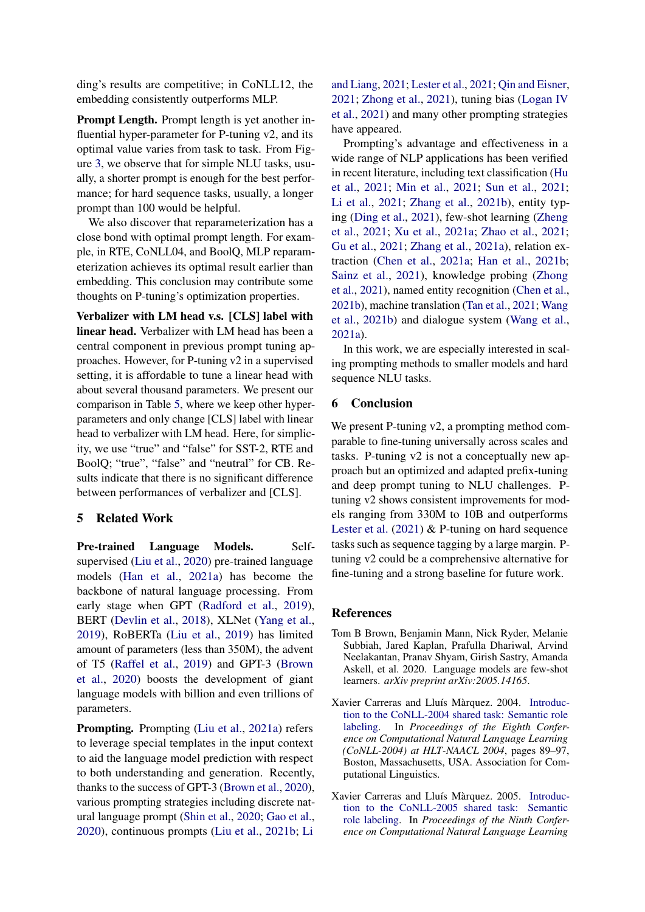ding's results are competitive; in CoNLL12, the embedding consistently outperforms MLP.

**Prompt Length.** Prompt length is yet another influential hyper-parameter for P-tuning v2, and its optimal value varies from task to task. From Figure 3, we observe that for simple NLU tasks, usually, a shorter prompt is enough for the best performance; for hard sequence tasks, usually, a longer prompt than 100 would be helpful.

We also discover that reparameterization has a close bond with optimal prompt length. For example, in RTE, CoNLL04, and BoolQ, MLP reparameterization achieves its optimal result earlier than embedding. This conclusion may contribute some thoughts on P-tuning's optimization properties.

**Verbalizer with LM head v.s. [CLS] label with linear head.** Verbalizer with LM head has been a central component in previous prompt tuning approaches. However, for P-tuning v2 in a supervised setting, it is affordable to tune a linear head with about several thousand parameters. We present our comparison in Table 5, where we keep other hyper-parameters and only change [CLS] label with linear head to verbalizer with LM head. Here, for simplicity, we use "true" and "false" for SST-2, RTE and BoolQ; "true", "false" and "neutral" for CB. Results indicate that there is no significant difference between performances of verbalizer and [CLS].

## 5 Related Work

**Pre-trained Language Models.** Self-supervised (Liu et al., 2020) pre-trained language models (Han et al., 2021a) has become the backbone of natural language processing. From early stage when GPT (Radford et al., 2019), BERT (Devlin et al., 2018), XLNet (Yang et al., 2019), RoBERTa (Liu et al., 2019) has limited amount of parameters (less than 350M), the advent of T5 (Raffel et al., 2019) and GPT-3 (Brown et al., 2020) boosts the development of giant language models with billion and even trillions of parameters.

**Prompting.** Prompting (Liu et al., 2021a) refers to leverage special templates in the input context to aid the language model prediction with respect to both understanding and generation. Recently, thanks to the success of GPT-3 (Brown et al., 2020), various prompting strategies including discrete natural language prompt (Shin et al., 2020; Gao et al., 2020), continuous prompts (Liu et al., 2021b; Li and Liang, 2021; Lester et al., 2021; Qin and Eisner, 2021; Zhong et al., 2021), tuning bias (Logan IV et al., 2021) and many other prompting strategies have appeared.

Prompting's advantage and effectiveness in a wide range of NLP applications has been verified in recent literature, including text classification (Hu et al., 2021; Min et al., 2021; Sun et al., 2021; Li et al., 2021; Zhang et al., 2021b), entity typing (Ding et al., 2021), few-shot learning (Zheng et al., 2021; Xu et al., 2021a; Zhao et al., 2021; Gu et al., 2021; Zhang et al., 2021a), relation extraction (Chen et al., 2021a; Han et al., 2021b; Sainz et al., 2021), knowledge probing (Zhong et al., 2021), named entity recognition (Chen et al., 2021b), machine translation (Tan et al., 2021; Wang et al., 2021b) and dialogue system (Wang et al., 2021a).

In this work, we are especially interested in scaling prompting methods to smaller models and hard sequence NLU tasks.

## 6 Conclusion

We present P-tuning v2, a prompting method comparable to fine-tuning universally across scales and tasks. P-tuning v2 is not a conceptually new approach but an optimized and adapted prefix-tuning and deep prompt tuning to NLU challenges. P-tuning v2 shows consistent improvements for models ranging from 330M to 10B and outperforms Lester et al. (2021) & P-tuning on hard sequence tasks such as sequence tagging by a large margin. P-tuning v2 could be a comprehensive alternative for fine-tuning and a strong baseline for future work.

## References

Tom B Brown, Benjamin Mann, Nick Ryder, Melanie Subbiah, Jared Kaplan, Prafulla Dhariwal, Arvind Neelakantan, Pranav Shyam, Girish Sastry, Amanda Askell, et al. 2020. Language models are few-shot learners. *arXiv preprint arXiv:2005.14165*.

Xavier Carreras and Lluís Màrquez. 2004. Introduction to the CoNLL-2004 shared task: Semantic role labeling. In *Proceedings of the Eighth Conference on Computational Natural Language Learning (CoNLL-2004) at HLT-NAACL 2004*, pages 89–97, Boston, Massachusetts, USA. Association for Computational Linguistics.

Xavier Carreras and Lluís Màrquez. 2005. Introduction to the CoNLL-2005 shared task: Semantic role labeling. In *Proceedings of the Ninth Conference on Computational Natural Language Learning*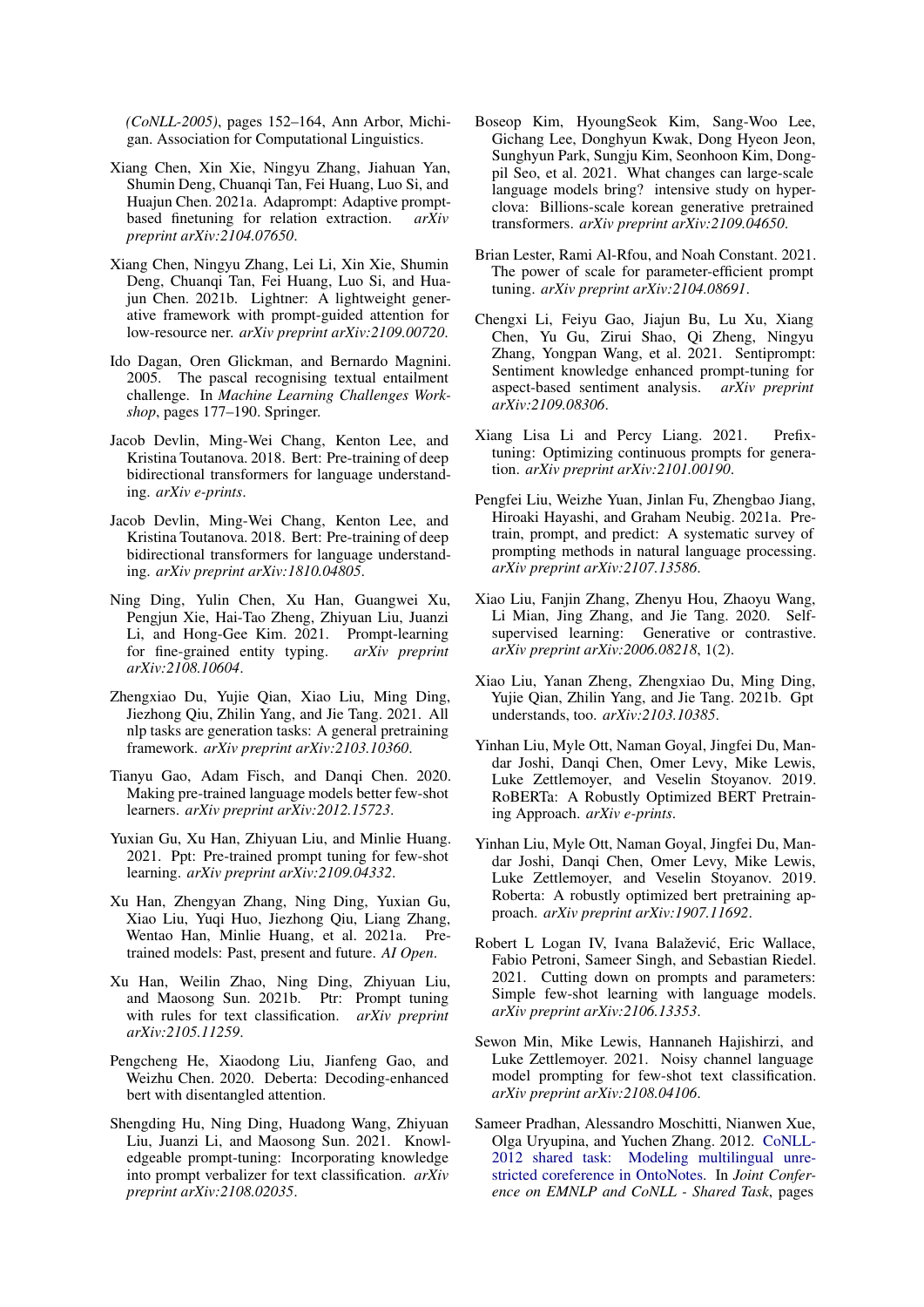*(CoNLL-2005)*, pages 152–164, Ann Arbor, Michigan. Association for Computational Linguistics.

Xiang Chen, Xin Xie, Ningyu Zhang, Jiahuan Yan, Shumin Deng, Chuanqi Tan, Fei Huang, Luo Si, and Huajun Chen. 2021a. Adaprompt: Adaptive prompt-based finetuning for relation extraction. *arXiv preprint arXiv:2104.07650*.

Xiang Chen, Ningyu Zhang, Lei Li, Xin Xie, Shumin Deng, Chuanqi Tan, Fei Huang, Luo Si, and Huajun Chen. 2021b. Lightner: A lightweight generative framework with prompt-guided attention for low-resource ner. *arXiv preprint arXiv:2109.00720*.

Ido Dagan, Oren Glickman, and Bernardo Magnini. 2005. The pascal recognising textual entailment challenge. In *Machine Learning Challenges Workshop*, pages 177–190. Springer.

Jacob Devlin, Ming-Wei Chang, Kenton Lee, and Kristina Toutanova. 2018. Bert: Pre-training of deep bidirectional transformers for language understanding. *arXiv e-prints*.

Jacob Devlin, Ming-Wei Chang, Kenton Lee, and Kristina Toutanova. 2018. Bert: Pre-training of deep bidirectional transformers for language understanding. *arXiv preprint arXiv:1810.04805*.

Ning Ding, Yulin Chen, Xu Han, Guangwei Xu, Pengjun Xie, Hai-Tao Zheng, Zhiyuan Liu, Juanzi Li, and Hong-Gee Kim. 2021. Prompt-learning for fine-grained entity typing. *arXiv preprint arXiv:2108.10604*.

Zhengxiao Du, Yujie Qian, Xiao Liu, Ming Ding, Jiezhong Qiu, Zhilin Yang, and Jie Tang. 2021. All nlp tasks are generation tasks: A general pretraining framework. *arXiv preprint arXiv:2103.10360*.

Tianyu Gao, Adam Fisch, and Danqi Chen. 2020. Making pre-trained language models better few-shot learners. *arXiv preprint arXiv:2012.15723*.

Yuxian Gu, Xu Han, Zhiyuan Liu, and Minlie Huang. 2021. Ppt: Pre-trained prompt tuning for few-shot learning. *arXiv preprint arXiv:2109.04332*.

Xu Han, Zhengyan Zhang, Ning Ding, Yuxian Gu, Xiao Liu, Yuqi Huo, Jiezhong Qiu, Liang Zhang, Wentao Han, Minlie Huang, et al. 2021a. Pre-trained models: Past, present and future. *AI Open*.

Xu Han, Weilin Zhao, Ning Ding, Zhiyuan Liu, and Maosong Sun. 2021b. Ptr: Prompt tuning with rules for text classification. *arXiv preprint arXiv:2105.11259*.

Pengcheng He, Xiaodong Liu, Jianfeng Gao, and Weizhu Chen. 2020. Deberta: Decoding-enhanced bert with disentangled attention.

Shengding Hu, Ning Ding, Huadong Wang, Zhiyuan Liu, Juanzi Li, and Maosong Sun. 2021. Knowledgeable prompt-tuning: Incorporating knowledge into prompt verbalizer for text classification. *arXiv preprint arXiv:2108.02035*.

Boseop Kim, HyoungSeok Kim, Sang-Woo Lee, Gichang Lee, Donghyun Kwak, Dong Hyeon Jeon, Sunghyun Park, Sungju Kim, Seonhoon Kim, Dongpil Seo, et al. 2021. What changes can large-scale language models bring? intensive study on hyperclova: Billions-scale korean generative pretrained transformers. *arXiv preprint arXiv:2109.04650*.

Brian Lester, Rami Al-Rfou, and Noah Constant. 2021. The power of scale for parameter-efficient prompt tuning. *arXiv preprint arXiv:2104.08691*.

Chengxi Li, Feiyu Gao, Jiajun Bu, Lu Xu, Xiang Chen, Yu Gu, Zirui Shao, Qi Zheng, Ningyu Zhang, Yongpan Wang, et al. 2021. Sentiprompt: Sentiment knowledge enhanced prompt-tuning for aspect-based sentiment analysis. *arXiv preprint arXiv:2109.08306*.

Xiang Lisa Li and Percy Liang. 2021. Prefix-tuning: Optimizing continuous prompts for generation. *arXiv preprint arXiv:2101.00190*.

Pengfei Liu, Weizhe Yuan, Jinlan Fu, Zhengbao Jiang, Hiroaki Hayashi, and Graham Neubig. 2021a. Pre-train, prompt, and predict: A systematic survey of prompting methods in natural language processing. *arXiv preprint arXiv:2107.13586*.

Xiao Liu, Fanjin Zhang, Zhenyu Hou, Zhaoyu Wang, Li Mian, Jing Zhang, and Jie Tang. 2020. Self-supervised learning: Generative or contrastive. *arXiv preprint arXiv:2006.08218*, 1(2).

Xiao Liu, Yanan Zheng, Zhengxiao Du, Ming Ding, Yujie Qian, Zhilin Yang, and Jie Tang. 2021b. Gpt understands, too. *arXiv:2103.10385*.

Yinhan Liu, Myle Ott, Naman Goyal, Jingfei Du, Mandar Joshi, Danqi Chen, Omer Levy, Mike Lewis, Luke Zettlemoyer, and Veselin Stoyanov. 2019. RoBERTa: A Robustly Optimized BERT Pretraining Approach. *arXiv e-prints*.

Yinhan Liu, Myle Ott, Naman Goyal, Jingfei Du, Mandar Joshi, Danqi Chen, Omer Levy, Mike Lewis, Luke Zettlemoyer, and Veselin Stoyanov. 2019. Roberta: A robustly optimized bert pretraining approach. *arXiv preprint arXiv:1907.11692*.

Robert L Logan IV, Ivana Balažević, Eric Wallace, Fabio Petroni, Sameer Singh, and Sebastian Riedel. 2021. Cutting down on prompts and parameters: Simple few-shot learning with language models. *arXiv preprint arXiv:2106.13353*.

Sewon Min, Mike Lewis, Hannaneh Hajishirzi, and Luke Zettlemoyer. 2021. Noisy channel language model prompting for few-shot text classification. *arXiv preprint arXiv:2108.04106*.

Sameer Pradhan, Alessandro Moschitti, Nianwen Xue, Olga Uryupina, and Yuchen Zhang. 2012. CoNLL-2012 shared task: Modeling multilingual unrestricted coreference in OntoNotes. In *Joint Conference on EMNLP and CoNLL - Shared Task*, pages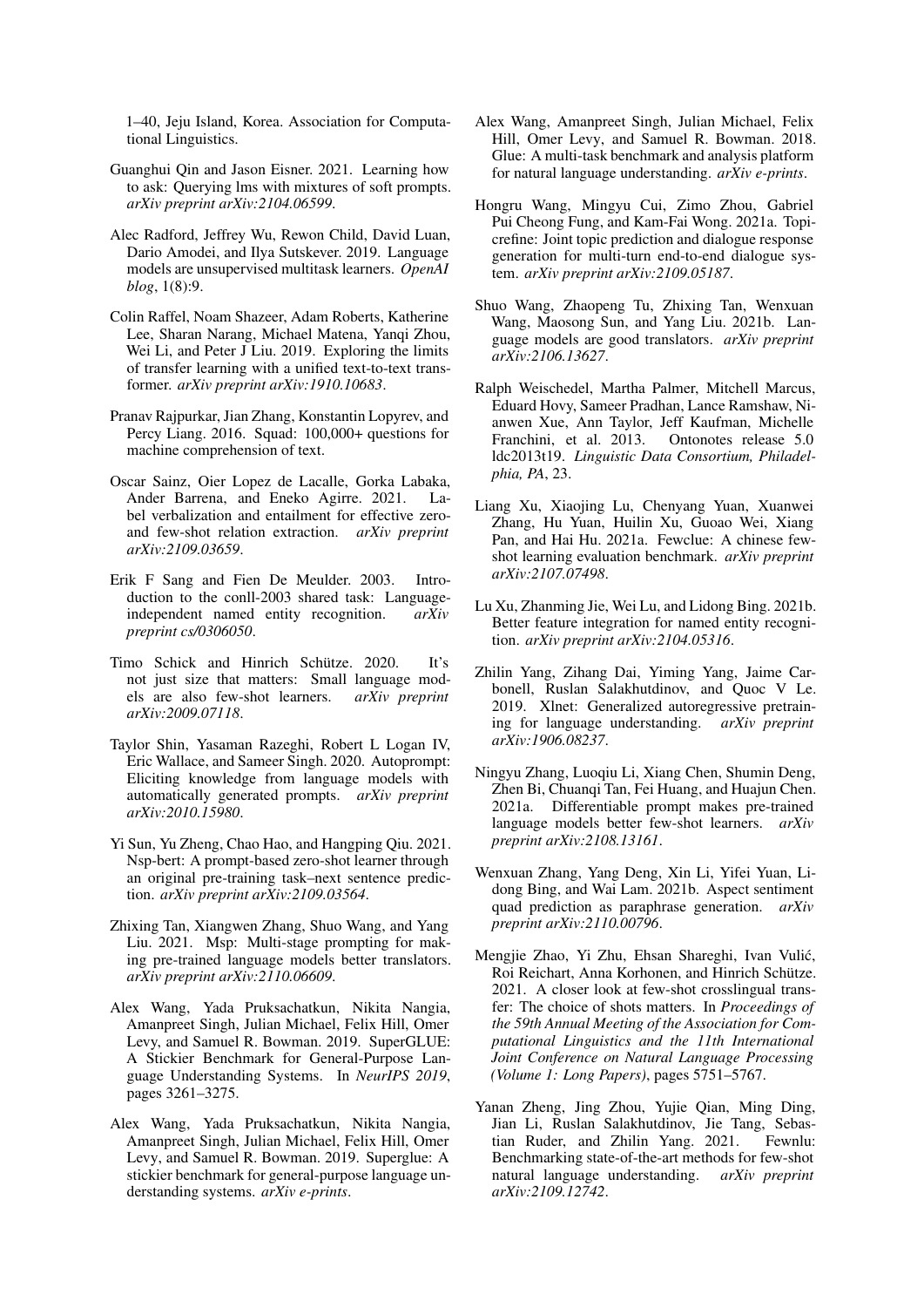1–40, Jeju Island, Korea. Association for Computational Linguistics.

Guanghui Qin and Jason Eisner. 2021. Learning how to ask: Querying lms with mixtures of soft prompts. *arXiv preprint arXiv:2104.06599*.

Alec Radford, Jeffrey Wu, Rewon Child, David Luan, Dario Amodei, and Ilya Sutskever. 2019. Language models are unsupervised multitask learners. *OpenAI blog*, 1(8):9.

Colin Raffel, Noam Shazeer, Adam Roberts, Katherine Lee, Sharan Narang, Michael Matena, Yanqi Zhou, Wei Li, and Peter J Liu. 2019. Exploring the limits of transfer learning with a unified text-to-text transformer. *arXiv preprint arXiv:1910.10683*.

Pranav Rajpurkar, Jian Zhang, Konstantin Lopyrev, and Percy Liang. 2016. Squad: 100,000+ questions for machine comprehension of text.

Oscar Sainz, Oier Lopez de Lacalle, Gorka Labaka, Ander Barrena, and Eneko Agirre. 2021. Label verbalization and entailment for effective zero- and few-shot relation extraction. *arXiv preprint arXiv:2109.03659*.

Erik F Sang and Fien De Meulder. 2003. Introduction to the conll-2003 shared task: Language-independent named entity recognition. *arXiv preprint cs/0306050*.

Timo Schick and Hinrich Schütze. 2020. It's not just size that matters: Small language models are also few-shot learners. *arXiv preprint arXiv:2009.07118*.

Taylor Shin, Yasaman Razeghi, Robert L Logan IV, Eric Wallace, and Sameer Singh. 2020. Autoprompt: Eliciting knowledge from language models with automatically generated prompts. *arXiv preprint arXiv:2010.15980*.

Yi Sun, Yu Zheng, Chao Hao, and Hangping Qiu. 2021. Nsp-bert: A prompt-based zero-shot learner through an original pre-training task–next sentence prediction. *arXiv preprint arXiv:2109.03564*.

Zhixing Tan, Xiangwen Zhang, Shuo Wang, and Yang Liu. 2021. Msp: Multi-stage prompting for making pre-trained language models better translators. *arXiv preprint arXiv:2110.06609*.

Alex Wang, Yada Pruksachatkun, Nikita Nangia, Amanpreet Singh, Julian Michael, Felix Hill, Omer Levy, and Samuel R. Bowman. 2019. SuperGLUE: A Stickier Benchmark for General-Purpose Language Understanding Systems. In *NeurIPS 2019*, pages 3261–3275.

Alex Wang, Yada Pruksachatkun, Nikita Nangia, Amanpreet Singh, Julian Michael, Felix Hill, Omer Levy, and Samuel R. Bowman. 2019. Superglue: A stickier benchmark for general-purpose language understanding systems. *arXiv e-prints*.

Alex Wang, Amanpreet Singh, Julian Michael, Felix Hill, Omer Levy, and Samuel R. Bowman. 2018. Glue: A multi-task benchmark and analysis platform for natural language understanding. *arXiv e-prints*.

Hongru Wang, Mingyu Cui, Zimo Zhou, Gabriel Pui Cheong Fung, and Kam-Fai Wong. 2021a. Topicrefine: Joint topic prediction and dialogue response generation for multi-turn end-to-end dialogue system. *arXiv preprint arXiv:2109.05187*.

Shuo Wang, Zhaopeng Tu, Zhixing Tan, Wenxuan Wang, Maosong Sun, and Yang Liu. 2021b. Language models are good translators. *arXiv preprint arXiv:2106.13627*.

Ralph Weischedel, Martha Palmer, Mitchell Marcus, Eduard Hovy, Sameer Pradhan, Lance Ramshaw, Nianwen Xue, Ann Taylor, Jeff Kaufman, Michelle Franchini, et al. 2013. Ontonotes release 5.0 ldc2013t19. *Linguistic Data Consortium, Philadelphia, PA*, 23.

Liang Xu, Xiaojing Lu, Chenyang Yuan, Xuanwei Zhang, Hu Yuan, Huilin Xu, Guoao Wei, Xiang Pan, and Hai Hu. 2021a. Fewclue: A chinese few-shot learning evaluation benchmark. *arXiv preprint arXiv:2107.07498*.

Lu Xu, Zhanming Jie, Wei Lu, and Lidong Bing. 2021b. Better feature integration for named entity recognition. *arXiv preprint arXiv:2104.05316*.

Zhilin Yang, Zihang Dai, Yiming Yang, Jaime Carbonell, Ruslan Salakhutdinov, and Quoc V Le. 2019. Xlnet: Generalized autoregressive pretraining for language understanding. *arXiv preprint arXiv:1906.08237*.

Ningyu Zhang, Luoqiu Li, Xiang Chen, Shumin Deng, Zhen Bi, Chuanqi Tan, Fei Huang, and Huajun Chen. 2021a. Differentiable prompt makes pre-trained language models better few-shot learners. *arXiv preprint arXiv:2108.13161*.

Wenxuan Zhang, Yang Deng, Xin Li, Yifei Yuan, Lidong Bing, and Wai Lam. 2021b. Aspect sentiment quad prediction as paraphrase generation. *arXiv preprint arXiv:2110.00796*.

Mengjie Zhao, Yi Zhu, Ehsan Shareghi, Ivan Vulić, Roi Reichart, Anna Korhonen, and Hinrich Schütze. 2021. A closer look at few-shot crosslingual transfer: The choice of shots matters. In *Proceedings of the 59th Annual Meeting of the Association for Computational Linguistics and the 11th International Joint Conference on Natural Language Processing (Volume 1: Long Papers)*, pages 5751–5767.

Yanan Zheng, Jing Zhou, Yujie Qian, Ming Ding, Jian Li, Ruslan Salakhutdinov, Jie Tang, Sebastian Ruder, and Zhilin Yang. 2021. Fewnlu: Benchmarking state-of-the-art methods for few-shot natural language understanding. *arXiv preprint arXiv:2109.12742*.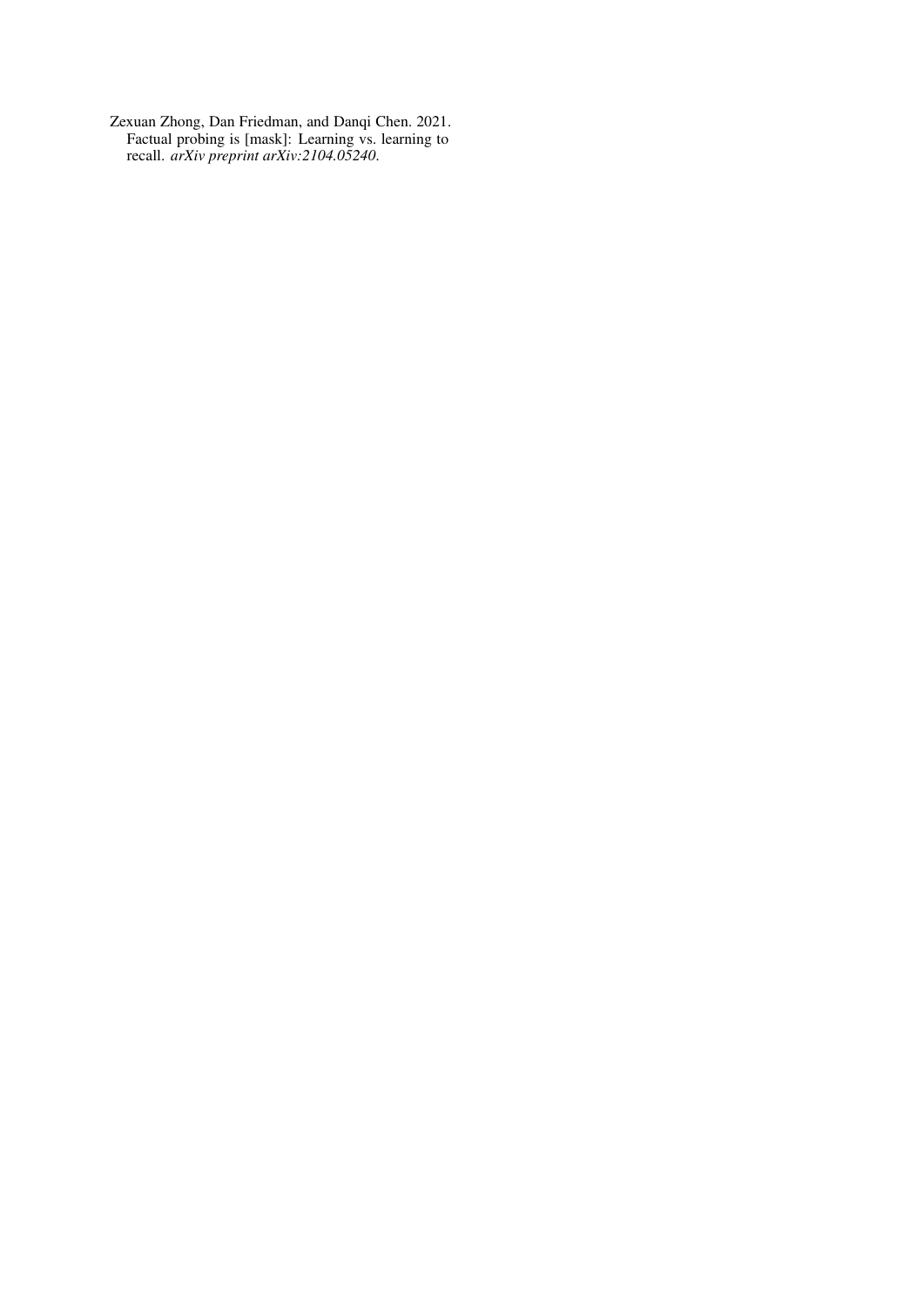Zexuan Zhong, Dan Friedman, and Danqi Chen. 2021. Factual probing is [mask]: Learning vs. learning to recall. *arXiv preprint arXiv:2104.05240*.